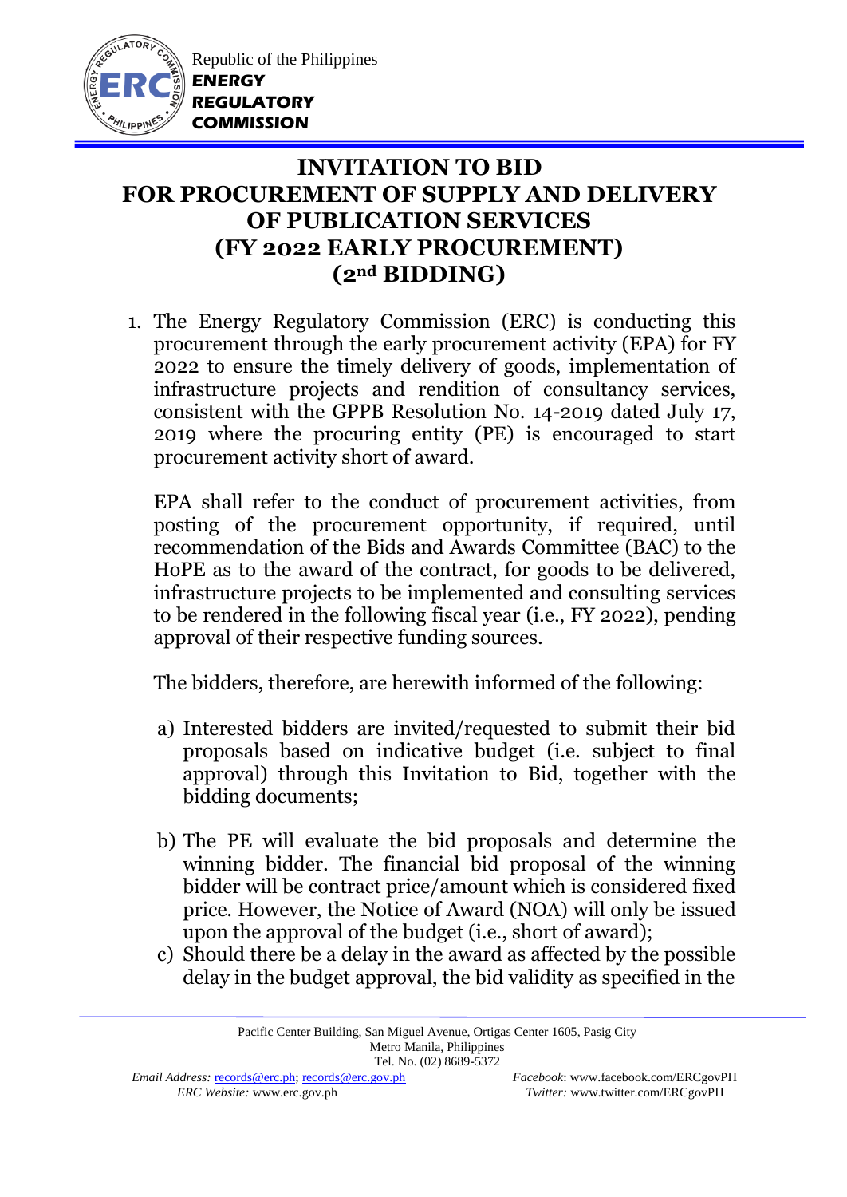Republic of the Philippines
**ENERGY REGULATORY COMMISSION**

# INVITATION TO BID FOR PROCUREMENT OF SUPPLY AND DELIVERY OF PUBLICATION SERVICES (FY 2022 EARLY PROCUREMENT) (2nd BIDDING)

1. The Energy Regulatory Commission (ERC) is conducting this procurement through the early procurement activity (EPA) for FY 2022 to ensure the timely delivery of goods, implementation of infrastructure projects and rendition of consultancy services, consistent with the GPPB Resolution No. 14-2019 dated July 17, 2019 where the procuring entity (PE) is encouraged to start procurement activity short of award.

   EPA shall refer to the conduct of procurement activities, from posting of the procurement opportunity, if required, until recommendation of the Bids and Awards Committee (BAC) to the HoPE as to the award of the contract, for goods to be delivered, infrastructure projects to be implemented and consulting services to be rendered in the following fiscal year (i.e., FY 2022), pending approval of their respective funding sources.

   The bidders, therefore, are herewith informed of the following:

   a) Interested bidders are invited/requested to submit their bid proposals based on indicative budget (i.e. subject to final approval) through this Invitation to Bid, together with the bidding documents;

   b) The PE will evaluate the bid proposals and determine the winning bidder. The financial bid proposal of the winning bidder will be contract price/amount which is considered fixed price. However, the Notice of Award (NOA) will only be issued upon the approval of the budget (i.e., short of award);

   c) Should there be a delay in the award as affected by the possible delay in the budget approval, the bid validity as specified in the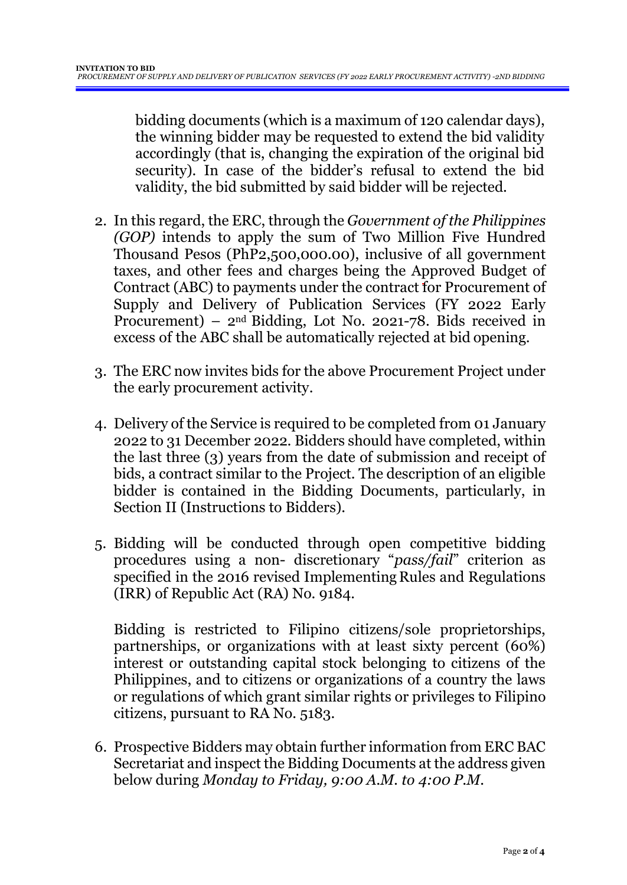bidding documents (which is a maximum of 120 calendar days), the winning bidder may be requested to extend the bid validity accordingly (that is, changing the expiration of the original bid security). In case of the bidder's refusal to extend the bid validity, the bid submitted by said bidder will be rejected.

2. In this regard, the ERC, through the *Government of the Philippines (GOP)* intends to apply the sum of Two Million Five Hundred Thousand Pesos (PhP2,500,000.00), inclusive of all government taxes, and other fees and charges being the Approved Budget of Contract (ABC) to payments under the contract for Procurement of Supply and Delivery of Publication Services (FY 2022 Early Procurement) – 2nd Bidding, Lot No. 2021-78. Bids received in excess of the ABC shall be automatically rejected at bid opening.

3. The ERC now invites bids for the above Procurement Project under the early procurement activity.

4. Delivery of the Service is required to be completed from 01 January 2022 to 31 December 2022. Bidders should have completed, within the last three (3) years from the date of submission and receipt of bids, a contract similar to the Project. The description of an eligible bidder is contained in the Bidding Documents, particularly, in Section II (Instructions to Bidders).

5. Bidding will be conducted through open competitive bidding procedures using a non- discretionary "*pass/fail*" criterion as specified in the 2016 revised Implementing Rules and Regulations (IRR) of Republic Act (RA) No. 9184.

   Bidding is restricted to Filipino citizens/sole proprietorships, partnerships, or organizations with at least sixty percent (60%) interest or outstanding capital stock belonging to citizens of the Philippines, and to citizens or organizations of a country the laws or regulations of which grant similar rights or privileges to Filipino citizens, pursuant to RA No. 5183.

6. Prospective Bidders may obtain further information from ERC BAC Secretariat and inspect the Bidding Documents at the address given below during *Monday to Friday, 9:00 A.M. to 4:00 P.M.*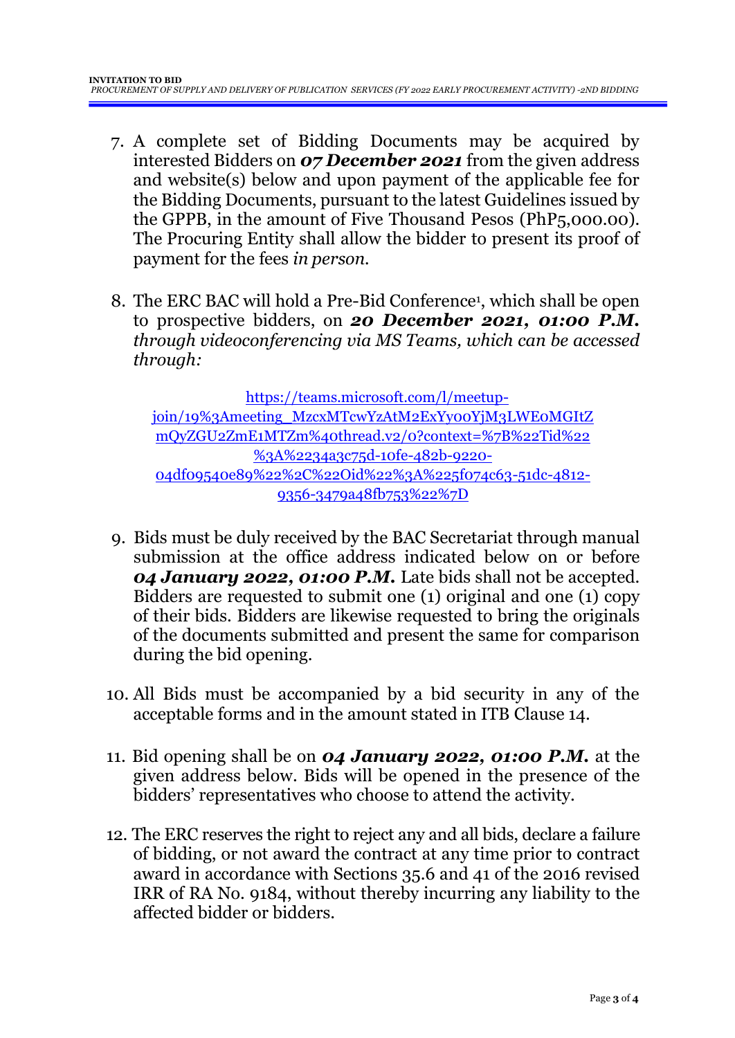7. A complete set of Bidding Documents may be acquired by interested Bidders on ***07 December 2021*** from the given address and website(s) below and upon payment of the applicable fee for the Bidding Documents, pursuant to the latest Guidelines issued by the GPPB, in the amount of Five Thousand Pesos (PhP5,000.00). The Procuring Entity shall allow the bidder to present its proof of payment for the fees *in person.*

8. The ERC BAC will hold a Pre-Bid Conference[1], which shall be open to prospective bidders, on ***20 December 2021, 01:00 P.M.*** *through videoconferencing via MS Teams, which can be accessed through:*

   https://teams.microsoft.com/l/meetup-join/19%3Ameeting_MzcxMTcwYzAtM2ExYy00YjM3LWE0MGItZmQyZGU2ZmE1MTZm%40thread.v2/0?context=%7B%22Tid%22%3A%2234a3c75d-10fe-482b-9220-04df09540e89%22%2C%22Oid%22%3A%225f074c63-51dc-4812-9356-3479a48fb753%22%7D

9. Bids must be duly received by the BAC Secretariat through manual submission at the office address indicated below on or before ***04 January 2022, 01:00 P.M.*** Late bids shall not be accepted. Bidders are requested to submit one (1) original and one (1) copy of their bids. Bidders are likewise requested to bring the originals of the documents submitted and present the same for comparison during the bid opening.

10. All Bids must be accompanied by a bid security in any of the acceptable forms and in the amount stated in ITB Clause 14.

11. Bid opening shall be on ***04 January 2022, 01:00 P.M.*** at the given address below. Bids will be opened in the presence of the bidders' representatives who choose to attend the activity.

12. The ERC reserves the right to reject any and all bids, declare a failure of bidding, or not award the contract at any time prior to contract award in accordance with Sections 35.6 and 41 of the 2016 revised IRR of RA No. 9184, without thereby incurring any liability to the affected bidder or bidders.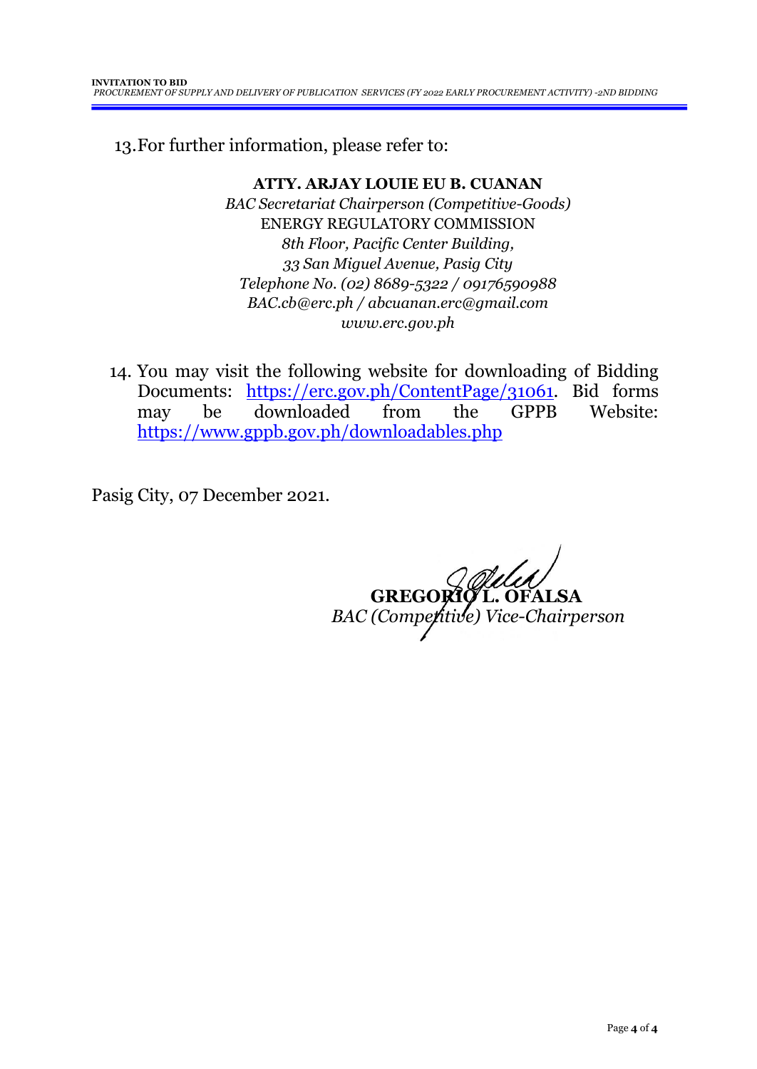13. For further information, please refer to:

**ATTY. ARJAY LOUIE EU B. CUANAN**
*BAC Secretariat Chairperson (Competitive-Goods)*
ENERGY REGULATORY COMMISSION
*8th Floor, Pacific Center Building,*
*33 San Miguel Avenue, Pasig City*
*Telephone No. (02) 8689-5322 / 09176590988*
*BAC.cb@erc.ph / abcuanan.erc@gmail.com*
*www.erc.gov.ph*

14. You may visit the following website for downloading of Bidding Documents: https://erc.gov.ph/ContentPage/31061. Bid forms may be downloaded from the GPPB Website: https://www.gppb.gov.ph/downloadables.php

Pasig City, 07 December 2021.

**GREGORIO L. OFALSA**
*BAC (Competitive) Vice-Chairperson*